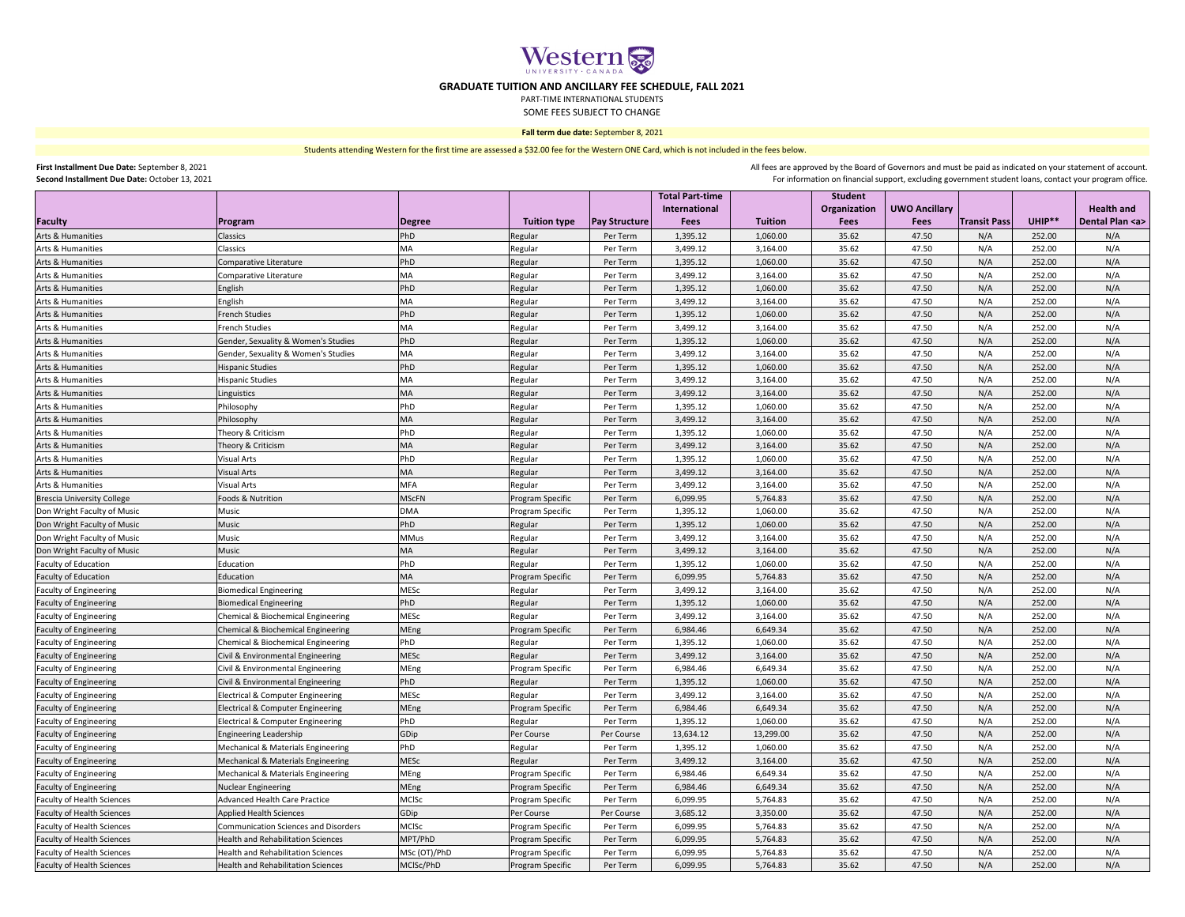Western UNIVERSITY · CANADA

# GRADUATE TUITION AND ANCILLARY FEE SCHEDULE, FALL 2021

PART-TIME INTERNATIONAL STUDENTS

SOME FEES SUBJECT TO CHANGE

**Fall term due date:** September 8, 2021

Students attending Western for the first time are assessed a $32.00 fee for the Western ONE Card, which is not included in the fees below.

**First Installment Due Date:** September 8, 2021
**Second Installment Due Date:** October 13, 2021

All fees are approved by the Board of Governors and must be paid as indicated on your statement of account.
For information on financial support, excluding government student loans, contact your program office.

| Faculty | Program | Degree | Tuition type | Pay Structure | Total Part-time International Fees | Tuition | Student Organization Fees | UWO Ancillary Fees | Transit Pass | UHIP** | Health and Dental Plan <a> |
|---|---|---|---|---|---|---|---|---|---|---|---|
| Arts & Humanities | Classics | PhD | Regular | Per Term | 1,395.12 | 1,060.00 | 35.62 | 47.50 | N/A | 252.00 | N/A |
| Arts & Humanities | Classics | MA | Regular | Per Term | 3,499.12 | 3,164.00 | 35.62 | 47.50 | N/A | 252.00 | N/A |
| Arts & Humanities | Comparative Literature | PhD | Regular | Per Term | 1,395.12 | 1,060.00 | 35.62 | 47.50 | N/A | 252.00 | N/A |
| Arts & Humanities | Comparative Literature | MA | Regular | Per Term | 3,499.12 | 3,164.00 | 35.62 | 47.50 | N/A | 252.00 | N/A |
| Arts & Humanities | English | PhD | Regular | Per Term | 1,395.12 | 1,060.00 | 35.62 | 47.50 | N/A | 252.00 | N/A |
| Arts & Humanities | English | MA | Regular | Per Term | 3,499.12 | 3,164.00 | 35.62 | 47.50 | N/A | 252.00 | N/A |
| Arts & Humanities | French Studies | PhD | Regular | Per Term | 1,395.12 | 1,060.00 | 35.62 | 47.50 | N/A | 252.00 | N/A |
| Arts & Humanities | French Studies | MA | Regular | Per Term | 3,499.12 | 3,164.00 | 35.62 | 47.50 | N/A | 252.00 | N/A |
| Arts & Humanities | Gender, Sexuality & Women's Studies | PhD | Regular | Per Term | 1,395.12 | 1,060.00 | 35.62 | 47.50 | N/A | 252.00 | N/A |
| Arts & Humanities | Gender, Sexuality & Women's Studies | MA | Regular | Per Term | 3,499.12 | 3,164.00 | 35.62 | 47.50 | N/A | 252.00 | N/A |
| Arts & Humanities | Hispanic Studies | PhD | Regular | Per Term | 1,395.12 | 1,060.00 | 35.62 | 47.50 | N/A | 252.00 | N/A |
| Arts & Humanities | Hispanic Studies | MA | Regular | Per Term | 3,499.12 | 3,164.00 | 35.62 | 47.50 | N/A | 252.00 | N/A |
| Arts & Humanities | Linguistics | MA | Regular | Per Term | 3,499.12 | 3,164.00 | 35.62 | 47.50 | N/A | 252.00 | N/A |
| Arts & Humanities | Philosophy | PhD | Regular | Per Term | 1,395.12 | 1,060.00 | 35.62 | 47.50 | N/A | 252.00 | N/A |
| Arts & Humanities | Philosophy | MA | Regular | Per Term | 3,499.12 | 3,164.00 | 35.62 | 47.50 | N/A | 252.00 | N/A |
| Arts & Humanities | Theory & Criticism | PhD | Regular | Per Term | 1,395.12 | 1,060.00 | 35.62 | 47.50 | N/A | 252.00 | N/A |
| Arts & Humanities | Theory & Criticism | MA | Regular | Per Term | 3,499.12 | 3,164.00 | 35.62 | 47.50 | N/A | 252.00 | N/A |
| Arts & Humanities | Visual Arts | PhD | Regular | Per Term | 1,395.12 | 1,060.00 | 35.62 | 47.50 | N/A | 252.00 | N/A |
| Arts & Humanities | Visual Arts | MA | Regular | Per Term | 3,499.12 | 3,164.00 | 35.62 | 47.50 | N/A | 252.00 | N/A |
| Arts & Humanities | Visual Arts | MFA | Regular | Per Term | 3,499.12 | 3,164.00 | 35.62 | 47.50 | N/A | 252.00 | N/A |
| Brescia University College | Foods & Nutrition | MScFN | Program Specific | Per Term | 6,099.95 | 5,764.83 | 35.62 | 47.50 | N/A | 252.00 | N/A |
| Don Wright Faculty of Music | Music | DMA | Program Specific | Per Term | 1,395.12 | 1,060.00 | 35.62 | 47.50 | N/A | 252.00 | N/A |
| Don Wright Faculty of Music | Music | PhD | Regular | Per Term | 1,395.12 | 1,060.00 | 35.62 | 47.50 | N/A | 252.00 | N/A |
| Don Wright Faculty of Music | Music | MMus | Regular | Per Term | 3,499.12 | 3,164.00 | 35.62 | 47.50 | N/A | 252.00 | N/A |
| Don Wright Faculty of Music | Music | MA | Regular | Per Term | 3,499.12 | 3,164.00 | 35.62 | 47.50 | N/A | 252.00 | N/A |
| Faculty of Education | Education | PhD | Regular | Per Term | 1,395.12 | 1,060.00 | 35.62 | 47.50 | N/A | 252.00 | N/A |
| Faculty of Education | Education | MA | Program Specific | Per Term | 6,099.95 | 5,764.83 | 35.62 | 47.50 | N/A | 252.00 | N/A |
| Faculty of Engineering | Biomedical Engineering | MESc | Regular | Per Term | 3,499.12 | 3,164.00 | 35.62 | 47.50 | N/A | 252.00 | N/A |
| Faculty of Engineering | Biomedical Engineering | PhD | Regular | Per Term | 1,395.12 | 1,060.00 | 35.62 | 47.50 | N/A | 252.00 | N/A |
| Faculty of Engineering | Chemical & Biochemical Engineering | MESc | Regular | Per Term | 3,499.12 | 3,164.00 | 35.62 | 47.50 | N/A | 252.00 | N/A |
| Faculty of Engineering | Chemical & Biochemical Engineering | MEng | Program Specific | Per Term | 6,984.46 | 6,649.34 | 35.62 | 47.50 | N/A | 252.00 | N/A |
| Faculty of Engineering | Chemical & Biochemical Engineering | PhD | Regular | Per Term | 1,395.12 | 1,060.00 | 35.62 | 47.50 | N/A | 252.00 | N/A |
| Faculty of Engineering | Civil & Environmental Engineering | MESc | Regular | Per Term | 3,499.12 | 3,164.00 | 35.62 | 47.50 | N/A | 252.00 | N/A |
| Faculty of Engineering | Civil & Environmental Engineering | MEng | Program Specific | Per Term | 6,984.46 | 6,649.34 | 35.62 | 47.50 | N/A | 252.00 | N/A |
| Faculty of Engineering | Civil & Environmental Engineering | PhD | Regular | Per Term | 1,395.12 | 1,060.00 | 35.62 | 47.50 | N/A | 252.00 | N/A |
| Faculty of Engineering | Electrical & Computer Engineering | MESc | Regular | Per Term | 3,499.12 | 3,164.00 | 35.62 | 47.50 | N/A | 252.00 | N/A |
| Faculty of Engineering | Electrical & Computer Engineering | MEng | Program Specific | Per Term | 6,984.46 | 6,649.34 | 35.62 | 47.50 | N/A | 252.00 | N/A |
| Faculty of Engineering | Electrical & Computer Engineering | PhD | Regular | Per Term | 1,395.12 | 1,060.00 | 35.62 | 47.50 | N/A | 252.00 | N/A |
| Faculty of Engineering | Engineering Leadership | GDip | Per Course | Per Course | 13,634.12 | 13,299.00 | 35.62 | 47.50 | N/A | 252.00 | N/A |
| Faculty of Engineering | Mechanical & Materials Engineering | PhD | Regular | Per Term | 1,395.12 | 1,060.00 | 35.62 | 47.50 | N/A | 252.00 | N/A |
| Faculty of Engineering | Mechanical & Materials Engineering | MESc | Regular | Per Term | 3,499.12 | 3,164.00 | 35.62 | 47.50 | N/A | 252.00 | N/A |
| Faculty of Engineering | Mechanical & Materials Engineering | MEng | Program Specific | Per Term | 6,984.46 | 6,649.34 | 35.62 | 47.50 | N/A | 252.00 | N/A |
| Faculty of Engineering | Nuclear Engineering | MEng | Program Specific | Per Term | 6,984.46 | 6,649.34 | 35.62 | 47.50 | N/A | 252.00 | N/A |
| Faculty of Health Sciences | Advanced Health Care Practice | MClSc | Program Specific | Per Term | 6,099.95 | 5,764.83 | 35.62 | 47.50 | N/A | 252.00 | N/A |
| Faculty of Health Sciences | Applied Health Sciences | GDip | Per Course | Per Course | 3,685.12 | 3,350.00 | 35.62 | 47.50 | N/A | 252.00 | N/A |
| Faculty of Health Sciences | Communication Sciences and Disorders | MClSc | Program Specific | Per Term | 6,099.95 | 5,764.83 | 35.62 | 47.50 | N/A | 252.00 | N/A |
| Faculty of Health Sciences | Health and Rehabilitation Sciences | MPT/PhD | Program Specific | Per Term | 6,099.95 | 5,764.83 | 35.62 | 47.50 | N/A | 252.00 | N/A |
| Faculty of Health Sciences | Health and Rehabilitation Sciences | MSc (OT)/PhD | Program Specific | Per Term | 6,099.95 | 5,764.83 | 35.62 | 47.50 | N/A | 252.00 | N/A |
| Faculty of Health Sciences | Health and Rehabilitation Sciences | MClSc/PhD | Program Specific | Per Term | 6,099.95 | 5,764.83 | 35.62 | 47.50 | N/A | 252.00 | N/A |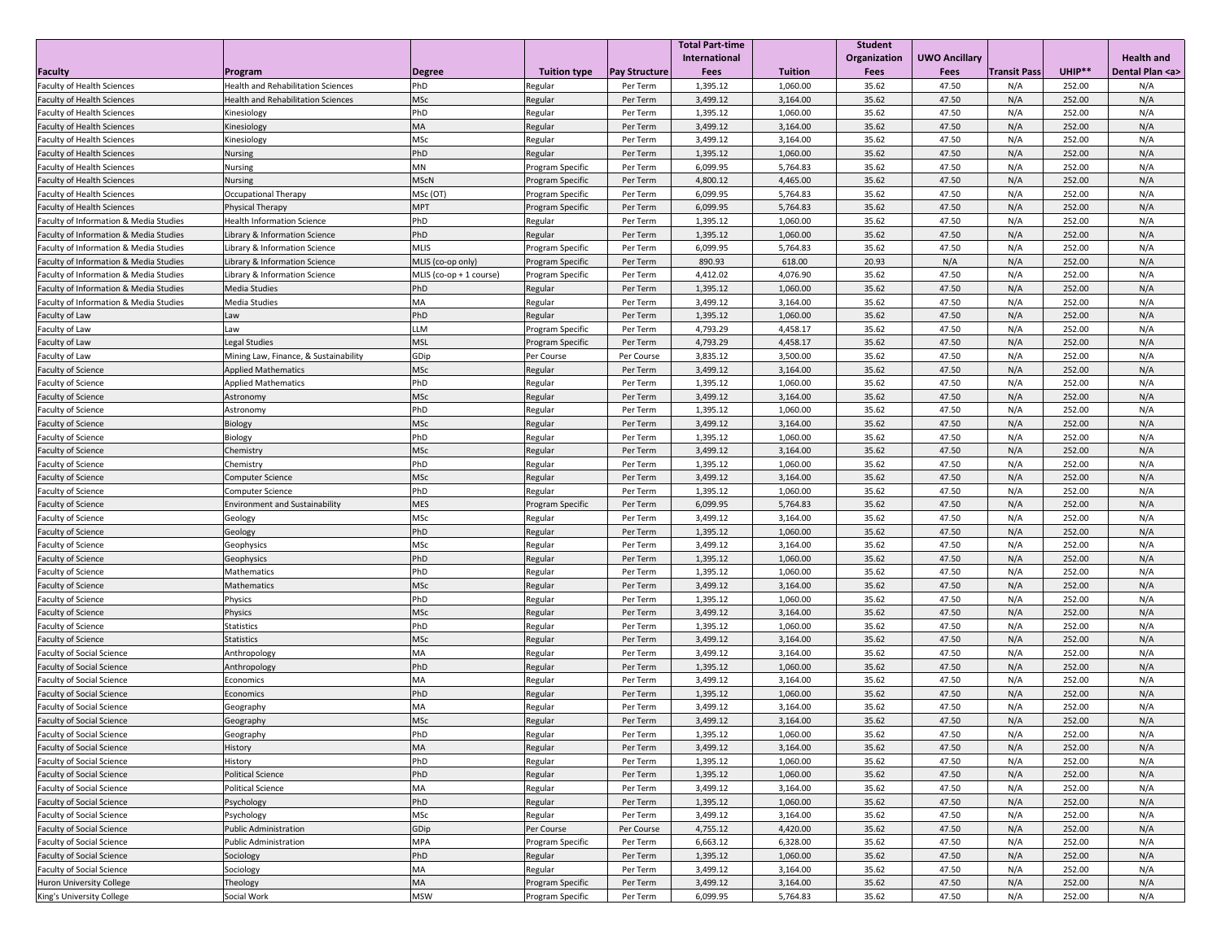| Faculty | Program | Degree | Tuition type | Pay Structure | Total Part-time International Fees | Tuition | Student Organization Fees | UWO Ancillary Fees | Transit Pass | UHIP** | Health and Dental Plan <a> |
|---|---|---|---|---|---|---|---|---|---|---|---|
| Faculty of Health Sciences | Health and Rehabilitation Sciences | PhD | Regular | Per Term | 1,395.12 | 1,060.00 | 35.62 | 47.50 | N/A | 252.00 | N/A |
| Faculty of Health Sciences | Health and Rehabilitation Sciences | MSc | Regular | Per Term | 3,499.12 | 3,164.00 | 35.62 | 47.50 | N/A | 252.00 | N/A |
| Faculty of Health Sciences | Kinesiology | PhD | Regular | Per Term | 1,395.12 | 1,060.00 | 35.62 | 47.50 | N/A | 252.00 | N/A |
| Faculty of Health Sciences | Kinesiology | MA | Regular | Per Term | 3,499.12 | 3,164.00 | 35.62 | 47.50 | N/A | 252.00 | N/A |
| Faculty of Health Sciences | Kinesiology | MSc | Regular | Per Term | 3,499.12 | 3,164.00 | 35.62 | 47.50 | N/A | 252.00 | N/A |
| Faculty of Health Sciences | Nursing | PhD | Regular | Per Term | 1,395.12 | 1,060.00 | 35.62 | 47.50 | N/A | 252.00 | N/A |
| Faculty of Health Sciences | Nursing | MN | Program Specific | Per Term | 6,099.95 | 5,764.83 | 35.62 | 47.50 | N/A | 252.00 | N/A |
| Faculty of Health Sciences | Nursing | MScN | Program Specific | Per Term | 4,800.12 | 4,465.00 | 35.62 | 47.50 | N/A | 252.00 | N/A |
| Faculty of Health Sciences | Occupational Therapy | MSc (OT) | Program Specific | Per Term | 6,099.95 | 5,764.83 | 35.62 | 47.50 | N/A | 252.00 | N/A |
| Faculty of Health Sciences | Physical Therapy | MPT | Program Specific | Per Term | 6,099.95 | 5,764.83 | 35.62 | 47.50 | N/A | 252.00 | N/A |
| Faculty of Information & Media Studies | Health Information Science | PhD | Regular | Per Term | 1,395.12 | 1,060.00 | 35.62 | 47.50 | N/A | 252.00 | N/A |
| Faculty of Information & Media Studies | Library & Information Science | PhD | Regular | Per Term | 1,395.12 | 1,060.00 | 35.62 | 47.50 | N/A | 252.00 | N/A |
| Faculty of Information & Media Studies | Library & Information Science | MLIS | Program Specific | Per Term | 6,099.95 | 5,764.83 | 35.62 | 47.50 | N/A | 252.00 | N/A |
| Faculty of Information & Media Studies | Library & Information Science | MLIS (co-op only) | Program Specific | Per Term | 890.93 | 618.00 | 20.93 | N/A | N/A | 252.00 | N/A |
| Faculty of Information & Media Studies | Library & Information Science | MLIS (co-op + 1 course) | Program Specific | Per Term | 4,412.02 | 4,076.90 | 35.62 | 47.50 | N/A | 252.00 | N/A |
| Faculty of Information & Media Studies | Media Studies | PhD | Regular | Per Term | 1,395.12 | 1,060.00 | 35.62 | 47.50 | N/A | 252.00 | N/A |
| Faculty of Information & Media Studies | Media Studies | MA | Regular | Per Term | 3,499.12 | 3,164.00 | 35.62 | 47.50 | N/A | 252.00 | N/A |
| Faculty of Law | Law | PhD | Regular | Per Term | 1,395.12 | 1,060.00 | 35.62 | 47.50 | N/A | 252.00 | N/A |
| Faculty of Law | Law | LLM | Program Specific | Per Term | 4,793.29 | 4,458.17 | 35.62 | 47.50 | N/A | 252.00 | N/A |
| Faculty of Law | Legal Studies | MSL | Program Specific | Per Term | 4,793.29 | 4,458.17 | 35.62 | 47.50 | N/A | 252.00 | N/A |
| Faculty of Law | Mining Law, Finance, & Sustainability | GDip | Per Course | Per Course | 3,835.12 | 3,500.00 | 35.62 | 47.50 | N/A | 252.00 | N/A |
| Faculty of Science | Applied Mathematics | MSc | Regular | Per Term | 3,499.12 | 3,164.00 | 35.62 | 47.50 | N/A | 252.00 | N/A |
| Faculty of Science | Applied Mathematics | PhD | Regular | Per Term | 1,395.12 | 1,060.00 | 35.62 | 47.50 | N/A | 252.00 | N/A |
| Faculty of Science | Astronomy | MSc | Regular | Per Term | 3,499.12 | 3,164.00 | 35.62 | 47.50 | N/A | 252.00 | N/A |
| Faculty of Science | Astronomy | PhD | Regular | Per Term | 1,395.12 | 1,060.00 | 35.62 | 47.50 | N/A | 252.00 | N/A |
| Faculty of Science | Biology | MSc | Regular | Per Term | 3,499.12 | 3,164.00 | 35.62 | 47.50 | N/A | 252.00 | N/A |
| Faculty of Science | Biology | PhD | Regular | Per Term | 1,395.12 | 1,060.00 | 35.62 | 47.50 | N/A | 252.00 | N/A |
| Faculty of Science | Chemistry | MSc | Regular | Per Term | 3,499.12 | 3,164.00 | 35.62 | 47.50 | N/A | 252.00 | N/A |
| Faculty of Science | Chemistry | PhD | Regular | Per Term | 1,395.12 | 1,060.00 | 35.62 | 47.50 | N/A | 252.00 | N/A |
| Faculty of Science | Computer Science | MSc | Regular | Per Term | 3,499.12 | 3,164.00 | 35.62 | 47.50 | N/A | 252.00 | N/A |
| Faculty of Science | Computer Science | PhD | Regular | Per Term | 1,395.12 | 1,060.00 | 35.62 | 47.50 | N/A | 252.00 | N/A |
| Faculty of Science | Environment and Sustainability | MES | Program Specific | Per Term | 6,099.95 | 5,764.83 | 35.62 | 47.50 | N/A | 252.00 | N/A |
| Faculty of Science | Geology | MSc | Regular | Per Term | 3,499.12 | 3,164.00 | 35.62 | 47.50 | N/A | 252.00 | N/A |
| Faculty of Science | Geology | PhD | Regular | Per Term | 1,395.12 | 1,060.00 | 35.62 | 47.50 | N/A | 252.00 | N/A |
| Faculty of Science | Geophysics | MSc | Regular | Per Term | 3,499.12 | 3,164.00 | 35.62 | 47.50 | N/A | 252.00 | N/A |
| Faculty of Science | Geophysics | PhD | Regular | Per Term | 1,395.12 | 1,060.00 | 35.62 | 47.50 | N/A | 252.00 | N/A |
| Faculty of Science | Mathematics | PhD | Regular | Per Term | 1,395.12 | 1,060.00 | 35.62 | 47.50 | N/A | 252.00 | N/A |
| Faculty of Science | Mathematics | MSc | Regular | Per Term | 3,499.12 | 3,164.00 | 35.62 | 47.50 | N/A | 252.00 | N/A |
| Faculty of Science | Physics | PhD | Regular | Per Term | 1,395.12 | 1,060.00 | 35.62 | 47.50 | N/A | 252.00 | N/A |
| Faculty of Science | Physics | MSc | Regular | Per Term | 3,499.12 | 3,164.00 | 35.62 | 47.50 | N/A | 252.00 | N/A |
| Faculty of Science | Statistics | PhD | Regular | Per Term | 1,395.12 | 1,060.00 | 35.62 | 47.50 | N/A | 252.00 | N/A |
| Faculty of Science | Statistics | MSc | Regular | Per Term | 3,499.12 | 3,164.00 | 35.62 | 47.50 | N/A | 252.00 | N/A |
| Faculty of Social Science | Anthropology | MA | Regular | Per Term | 3,499.12 | 3,164.00 | 35.62 | 47.50 | N/A | 252.00 | N/A |
| Faculty of Social Science | Anthropology | PhD | Regular | Per Term | 1,395.12 | 1,060.00 | 35.62 | 47.50 | N/A | 252.00 | N/A |
| Faculty of Social Science | Economics | MA | Regular | Per Term | 3,499.12 | 3,164.00 | 35.62 | 47.50 | N/A | 252.00 | N/A |
| Faculty of Social Science | Economics | PhD | Regular | Per Term | 1,395.12 | 1,060.00 | 35.62 | 47.50 | N/A | 252.00 | N/A |
| Faculty of Social Science | Geography | MA | Regular | Per Term | 3,499.12 | 3,164.00 | 35.62 | 47.50 | N/A | 252.00 | N/A |
| Faculty of Social Science | Geography | MSc | Regular | Per Term | 3,499.12 | 3,164.00 | 35.62 | 47.50 | N/A | 252.00 | N/A |
| Faculty of Social Science | Geography | PhD | Regular | Per Term | 1,395.12 | 1,060.00 | 35.62 | 47.50 | N/A | 252.00 | N/A |
| Faculty of Social Science | History | MA | Regular | Per Term | 3,499.12 | 3,164.00 | 35.62 | 47.50 | N/A | 252.00 | N/A |
| Faculty of Social Science | History | PhD | Regular | Per Term | 1,395.12 | 1,060.00 | 35.62 | 47.50 | N/A | 252.00 | N/A |
| Faculty of Social Science | Political Science | PhD | Regular | Per Term | 1,395.12 | 1,060.00 | 35.62 | 47.50 | N/A | 252.00 | N/A |
| Faculty of Social Science | Political Science | MA | Regular | Per Term | 3,499.12 | 3,164.00 | 35.62 | 47.50 | N/A | 252.00 | N/A |
| Faculty of Social Science | Psychology | PhD | Regular | Per Term | 1,395.12 | 1,060.00 | 35.62 | 47.50 | N/A | 252.00 | N/A |
| Faculty of Social Science | Psychology | MSc | Regular | Per Term | 3,499.12 | 3,164.00 | 35.62 | 47.50 | N/A | 252.00 | N/A |
| Faculty of Social Science | Public Administration | GDip | Per Course | Per Course | 4,755.12 | 4,420.00 | 35.62 | 47.50 | N/A | 252.00 | N/A |
| Faculty of Social Science | Public Administration | MPA | Program Specific | Per Term | 6,663.12 | 6,328.00 | 35.62 | 47.50 | N/A | 252.00 | N/A |
| Faculty of Social Science | Sociology | PhD | Regular | Per Term | 1,395.12 | 1,060.00 | 35.62 | 47.50 | N/A | 252.00 | N/A |
| Faculty of Social Science | Sociology | MA | Regular | Per Term | 3,499.12 | 3,164.00 | 35.62 | 47.50 | N/A | 252.00 | N/A |
| Huron University College | Theology | MA | Program Specific | Per Term | 3,499.12 | 3,164.00 | 35.62 | 47.50 | N/A | 252.00 | N/A |
| King's University College | Social Work | MSW | Program Specific | Per Term | 6,099.95 | 5,764.83 | 35.62 | 47.50 | N/A | 252.00 | N/A |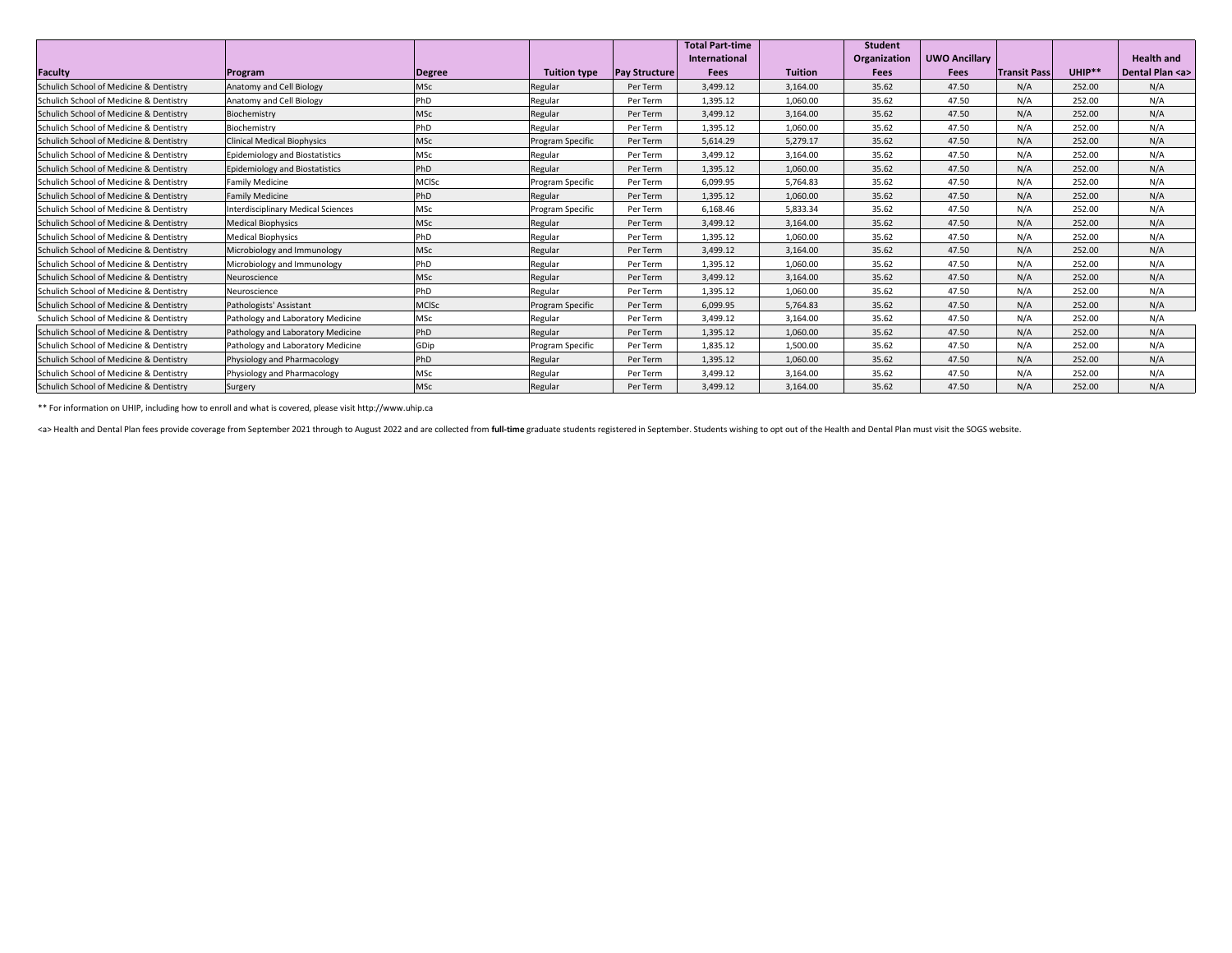| Faculty | Program | Degree | Tuition type | Pay Structure | Total Part-time International Fees | Tuition | Student Organization Fees | UWO Ancillary Fees | Transit Pass | UHIP** | Health and Dental Plan <a> |
|---|---|---|---|---|---|---|---|---|---|---|---|
| Schulich School of Medicine & Dentistry | Anatomy and Cell Biology | MSc | Regular | Per Term | 3,499.12 | 3,164.00 | 35.62 | 47.50 | N/A | 252.00 | N/A |
| Schulich School of Medicine & Dentistry | Anatomy and Cell Biology | PhD | Regular | Per Term | 1,395.12 | 1,060.00 | 35.62 | 47.50 | N/A | 252.00 | N/A |
| Schulich School of Medicine & Dentistry | Biochemistry | MSc | Regular | Per Term | 3,499.12 | 3,164.00 | 35.62 | 47.50 | N/A | 252.00 | N/A |
| Schulich School of Medicine & Dentistry | Biochemistry | PhD | Regular | Per Term | 1,395.12 | 1,060.00 | 35.62 | 47.50 | N/A | 252.00 | N/A |
| Schulich School of Medicine & Dentistry | Clinical Medical Biophysics | MSc | Program Specific | Per Term | 5,614.29 | 5,279.17 | 35.62 | 47.50 | N/A | 252.00 | N/A |
| Schulich School of Medicine & Dentistry | Epidemiology and Biostatistics | MSc | Regular | Per Term | 3,499.12 | 3,164.00 | 35.62 | 47.50 | N/A | 252.00 | N/A |
| Schulich School of Medicine & Dentistry | Epidemiology and Biostatistics | PhD | Regular | Per Term | 1,395.12 | 1,060.00 | 35.62 | 47.50 | N/A | 252.00 | N/A |
| Schulich School of Medicine & Dentistry | Family Medicine | MClSc | Program Specific | Per Term | 6,099.95 | 5,764.83 | 35.62 | 47.50 | N/A | 252.00 | N/A |
| Schulich School of Medicine & Dentistry | Family Medicine | PhD | Regular | Per Term | 1,395.12 | 1,060.00 | 35.62 | 47.50 | N/A | 252.00 | N/A |
| Schulich School of Medicine & Dentistry | Interdisciplinary Medical Sciences | MSc | Program Specific | Per Term | 6,168.46 | 5,833.34 | 35.62 | 47.50 | N/A | 252.00 | N/A |
| Schulich School of Medicine & Dentistry | Medical Biophysics | MSc | Regular | Per Term | 3,499.12 | 3,164.00 | 35.62 | 47.50 | N/A | 252.00 | N/A |
| Schulich School of Medicine & Dentistry | Medical Biophysics | PhD | Regular | Per Term | 1,395.12 | 1,060.00 | 35.62 | 47.50 | N/A | 252.00 | N/A |
| Schulich School of Medicine & Dentistry | Microbiology and Immunology | MSc | Regular | Per Term | 3,499.12 | 3,164.00 | 35.62 | 47.50 | N/A | 252.00 | N/A |
| Schulich School of Medicine & Dentistry | Microbiology and Immunology | PhD | Regular | Per Term | 1,395.12 | 1,060.00 | 35.62 | 47.50 | N/A | 252.00 | N/A |
| Schulich School of Medicine & Dentistry | Neuroscience | MSc | Regular | Per Term | 3,499.12 | 3,164.00 | 35.62 | 47.50 | N/A | 252.00 | N/A |
| Schulich School of Medicine & Dentistry | Neuroscience | PhD | Regular | Per Term | 1,395.12 | 1,060.00 | 35.62 | 47.50 | N/A | 252.00 | N/A |
| Schulich School of Medicine & Dentistry | Pathologists' Assistant | MClSc | Program Specific | Per Term | 6,099.95 | 5,764.83 | 35.62 | 47.50 | N/A | 252.00 | N/A |
| Schulich School of Medicine & Dentistry | Pathology and Laboratory Medicine | MSc | Regular | Per Term | 3,499.12 | 3,164.00 | 35.62 | 47.50 | N/A | 252.00 | N/A |
| Schulich School of Medicine & Dentistry | Pathology and Laboratory Medicine | PhD | Regular | Per Term | 1,395.12 | 1,060.00 | 35.62 | 47.50 | N/A | 252.00 | N/A |
| Schulich School of Medicine & Dentistry | Pathology and Laboratory Medicine | GDip | Program Specific | Per Term | 1,835.12 | 1,500.00 | 35.62 | 47.50 | N/A | 252.00 | N/A |
| Schulich School of Medicine & Dentistry | Physiology and Pharmacology | PhD | Regular | Per Term | 1,395.12 | 1,060.00 | 35.62 | 47.50 | N/A | 252.00 | N/A |
| Schulich School of Medicine & Dentistry | Physiology and Pharmacology | MSc | Regular | Per Term | 3,499.12 | 3,164.00 | 35.62 | 47.50 | N/A | 252.00 | N/A |
| Schulich School of Medicine & Dentistry | Surgery | MSc | Regular | Per Term | 3,499.12 | 3,164.00 | 35.62 | 47.50 | N/A | 252.00 | N/A |

** For information on UHIP, including how to enroll and what is covered, please visit http://www.uhip.ca

<a> Health and Dental Plan fees provide coverage from September 2021 through to August 2022 and are collected from **full-time** graduate students registered in September. Students wishing to opt out of the Health and Dental Plan must visit the SOGS website.